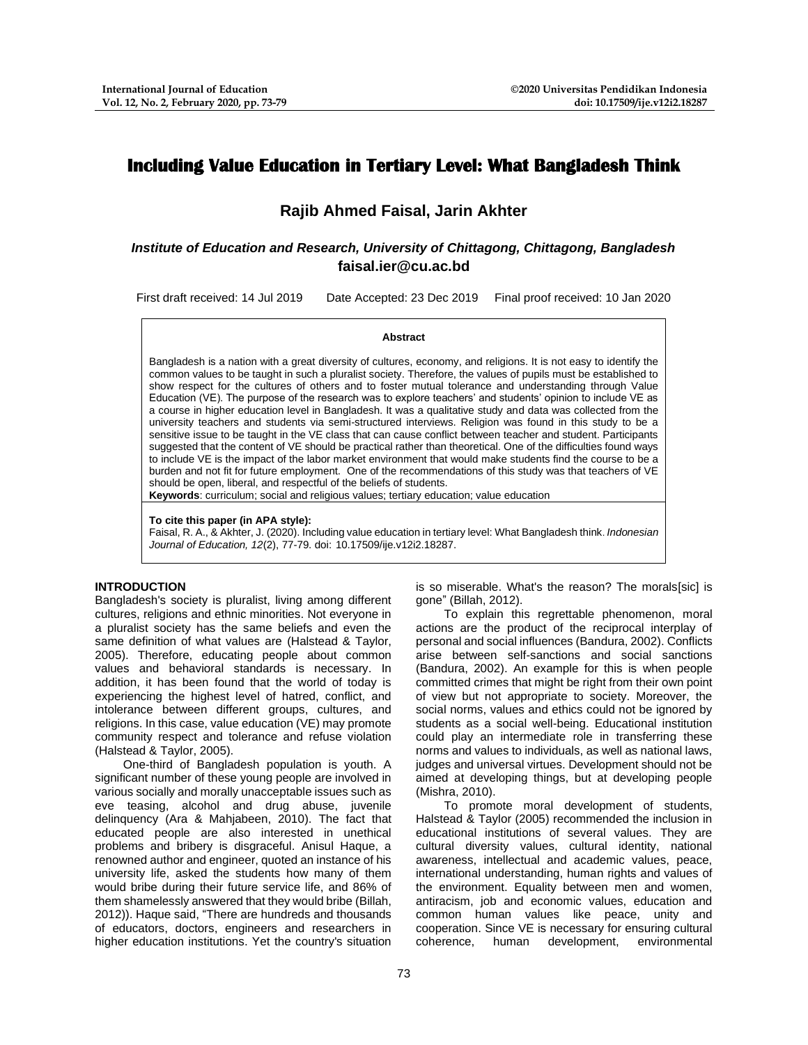# Including Value Education in Tertiary Level: What Bangladesh Think

**Rajib Ahmed Faisal, Jarin Akhter**

***Institute of Education and Research, University of Chittagong, Chittagong, Bangladesh***
**faisal.ier@cu.ac.bd**

First draft received: 14 Jul 2019 Date Accepted: 23 Dec 2019 Final proof received: 10 Jan 2020

**Abstract**

Bangladesh is a nation with a great diversity of cultures, economy, and religions. It is not easy to identify the common values to be taught in such a pluralist society. Therefore, the values of pupils must be established to show respect for the cultures of others and to foster mutual tolerance and understanding through Value Education (VE). The purpose of the research was to explore teachers' and students' opinion to include VE as a course in higher education level in Bangladesh. It was a qualitative study and data was collected from the university teachers and students via semi-structured interviews. Religion was found in this study to be a sensitive issue to be taught in the VE class that can cause conflict between teacher and student. Participants suggested that the content of VE should be practical rather than theoretical. One of the difficulties found ways to include VE is the impact of the labor market environment that would make students find the course to be a burden and not fit for future employment. One of the recommendations of this study was that teachers of VE should be open, liberal, and respectful of the beliefs of students.

**Keywords**: curriculum; social and religious values; tertiary education; value education

**To cite this paper (in APA style):**
Faisal, R. A., & Akhter, J. (2020). Including value education in tertiary level: What Bangladesh think. *Indonesian Journal of Education, 12*(2), 77-79. doi: 10.17509/ije.v12i2.18287.

## INTRODUCTION

Bangladesh's society is pluralist, living among different cultures, religions and ethnic minorities. Not everyone in a pluralist society has the same beliefs and even the same definition of what values are (Halstead & Taylor, 2005). Therefore, educating people about common values and behavioral standards is necessary. In addition, it has been found that the world of today is experiencing the highest level of hatred, conflict, and intolerance between different groups, cultures, and religions. In this case, value education (VE) may promote community respect and tolerance and refuse violation (Halstead & Taylor, 2005).

One-third of Bangladesh population is youth. A significant number of these young people are involved in various socially and morally unacceptable issues such as eve teasing, alcohol and drug abuse, juvenile delinquency (Ara & Mahjabeen, 2010). The fact that educated people are also interested in unethical problems and bribery is disgraceful. Anisul Haque, a renowned author and engineer, quoted an instance of his university life, asked the students how many of them would bribe during their future service life, and 86% of them shamelessly answered that they would bribe (Billah, 2012)). Haque said, "There are hundreds and thousands of educators, doctors, engineers and researchers in higher education institutions. Yet the country's situation is so miserable. What's the reason? The morals[sic] is gone" (Billah, 2012).

To explain this regrettable phenomenon, moral actions are the product of the reciprocal interplay of personal and social influences (Bandura, 2002). Conflicts arise between self-sanctions and social sanctions (Bandura, 2002). An example for this is when people committed crimes that might be right from their own point of view but not appropriate to society. Moreover, the social norms, values and ethics could not be ignored by students as a social well-being. Educational institution could play an intermediate role in transferring these norms and values to individuals, as well as national laws, judges and universal virtues. Development should not be aimed at developing things, but at developing people (Mishra, 2010).

To promote moral development of students, Halstead & Taylor (2005) recommended the inclusion in educational institutions of several values. They are cultural diversity values, cultural identity, national awareness, intellectual and academic values, peace, international understanding, human rights and values of the environment. Equality between men and women, antiracism, job and economic values, education and common human values like peace, unity and cooperation. Since VE is necessary for ensuring cultural coherence, human development, environmental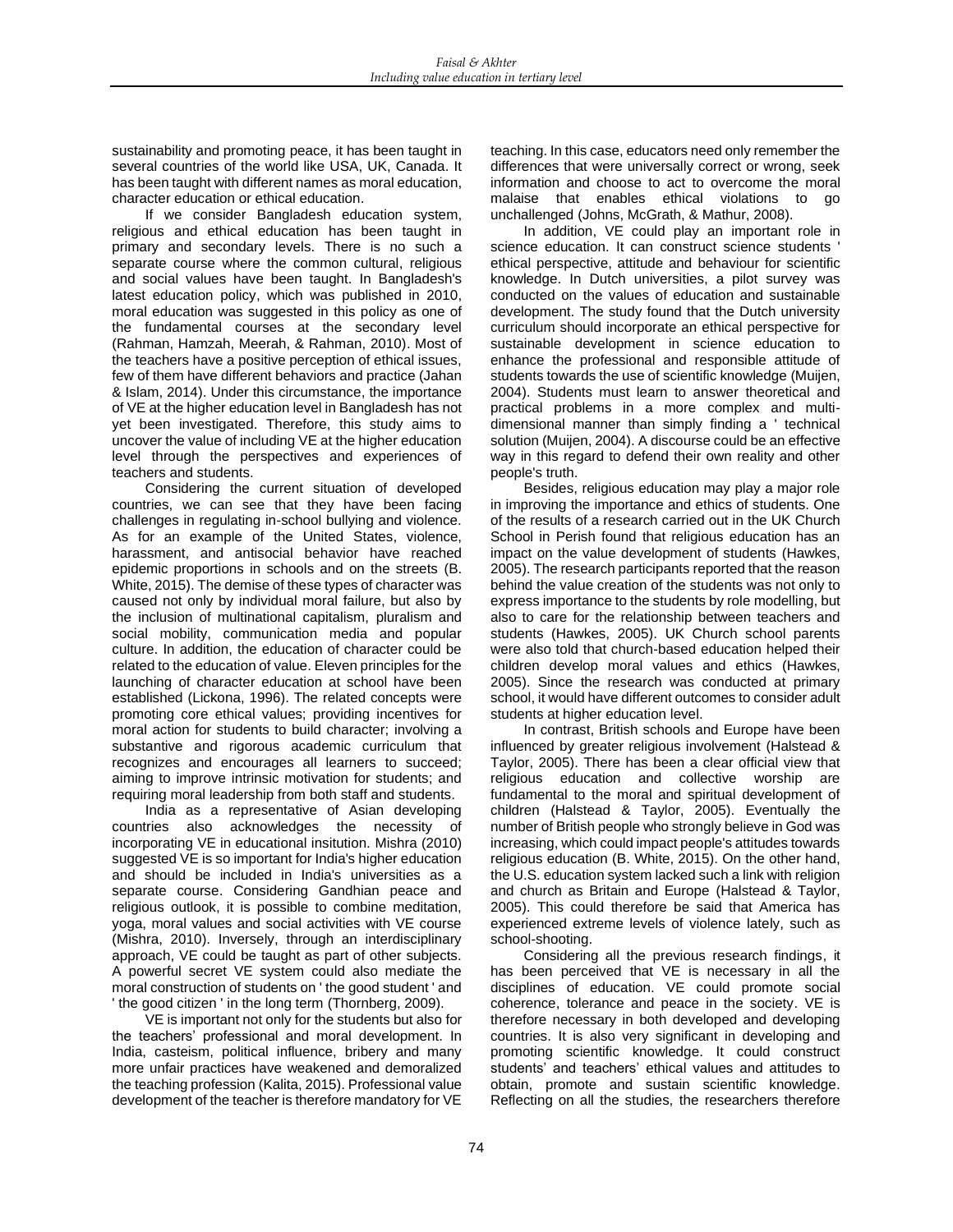sustainability and promoting peace, it has been taught in several countries of the world like USA, UK, Canada. It has been taught with different names as moral education, character education or ethical education.

If we consider Bangladesh education system, religious and ethical education has been taught in primary and secondary levels. There is no such a separate course where the common cultural, religious and social values have been taught. In Bangladesh's latest education policy, which was published in 2010, moral education was suggested in this policy as one of the fundamental courses at the secondary level (Rahman, Hamzah, Meerah, & Rahman, 2010). Most of the teachers have a positive perception of ethical issues, few of them have different behaviors and practice (Jahan & Islam, 2014). Under this circumstance, the importance of VE at the higher education level in Bangladesh has not yet been investigated. Therefore, this study aims to uncover the value of including VE at the higher education level through the perspectives and experiences of teachers and students.

Considering the current situation of developed countries, we can see that they have been facing challenges in regulating in-school bullying and violence. As for an example of the United States, violence, harassment, and antisocial behavior have reached epidemic proportions in schools and on the streets (B. White, 2015). The demise of these types of character was caused not only by individual moral failure, but also by the inclusion of multinational capitalism, pluralism and social mobility, communication media and popular culture. In addition, the education of character could be related to the education of value. Eleven principles for the launching of character education at school have been established (Lickona, 1996). The related concepts were promoting core ethical values; providing incentives for moral action for students to build character; involving a substantive and rigorous academic curriculum that recognizes and encourages all learners to succeed; aiming to improve intrinsic motivation for students; and requiring moral leadership from both staff and students.

India as a representative of Asian developing countries also acknowledges the necessity of incorporating VE in educational insitution. Mishra (2010) suggested VE is so important for India's higher education and should be included in India's universities as a separate course. Considering Gandhian peace and religious outlook, it is possible to combine meditation, yoga, moral values and social activities with VE course (Mishra, 2010). Inversely, through an interdisciplinary approach, VE could be taught as part of other subjects. A powerful secret VE system could also mediate the moral construction of students on ' the good student ' and ' the good citizen ' in the long term (Thornberg, 2009).

VE is important not only for the students but also for the teachers' professional and moral development. In India, casteism, political influence, bribery and many more unfair practices have weakened and demoralized the teaching profession (Kalita, 2015). Professional value development of the teacher is therefore mandatory for VE teaching. In this case, educators need only remember the differences that were universally correct or wrong, seek information and choose to act to overcome the moral malaise that enables ethical violations to go unchallenged (Johns, McGrath, & Mathur, 2008).

In addition, VE could play an important role in science education. It can construct science students ' ethical perspective, attitude and behaviour for scientific knowledge. In Dutch universities, a pilot survey was conducted on the values of education and sustainable development. The study found that the Dutch university curriculum should incorporate an ethical perspective for sustainable development in science education to enhance the professional and responsible attitude of students towards the use of scientific knowledge (Muijen, 2004). Students must learn to answer theoretical and practical problems in a more complex and multi-dimensional manner than simply finding a ' technical solution (Muijen, 2004). A discourse could be an effective way in this regard to defend their own reality and other people's truth.

Besides, religious education may play a major role in improving the importance and ethics of students. One of the results of a research carried out in the UK Church School in Perish found that religious education has an impact on the value development of students (Hawkes, 2005). The research participants reported that the reason behind the value creation of the students was not only to express importance to the students by role modelling, but also to care for the relationship between teachers and students (Hawkes, 2005). UK Church school parents were also told that church-based education helped their children develop moral values and ethics (Hawkes, 2005). Since the research was conducted at primary school, it would have different outcomes to consider adult students at higher education level.

In contrast, British schools and Europe have been influenced by greater religious involvement (Halstead & Taylor, 2005). There has been a clear official view that religious education and collective worship are fundamental to the moral and spiritual development of children (Halstead & Taylor, 2005). Eventually the number of British people who strongly believe in God was increasing, which could impact people's attitudes towards religious education (B. White, 2015). On the other hand, the U.S. education system lacked such a link with religion and church as Britain and Europe (Halstead & Taylor, 2005). This could therefore be said that America has experienced extreme levels of violence lately, such as school-shooting.

Considering all the previous research findings, it has been perceived that VE is necessary in all the disciplines of education. VE could promote social coherence, tolerance and peace in the society. VE is therefore necessary in both developed and developing countries. It is also very significant in developing and promoting scientific knowledge. It could construct students' and teachers' ethical values and attitudes to obtain, promote and sustain scientific knowledge. Reflecting on all the studies, the researchers therefore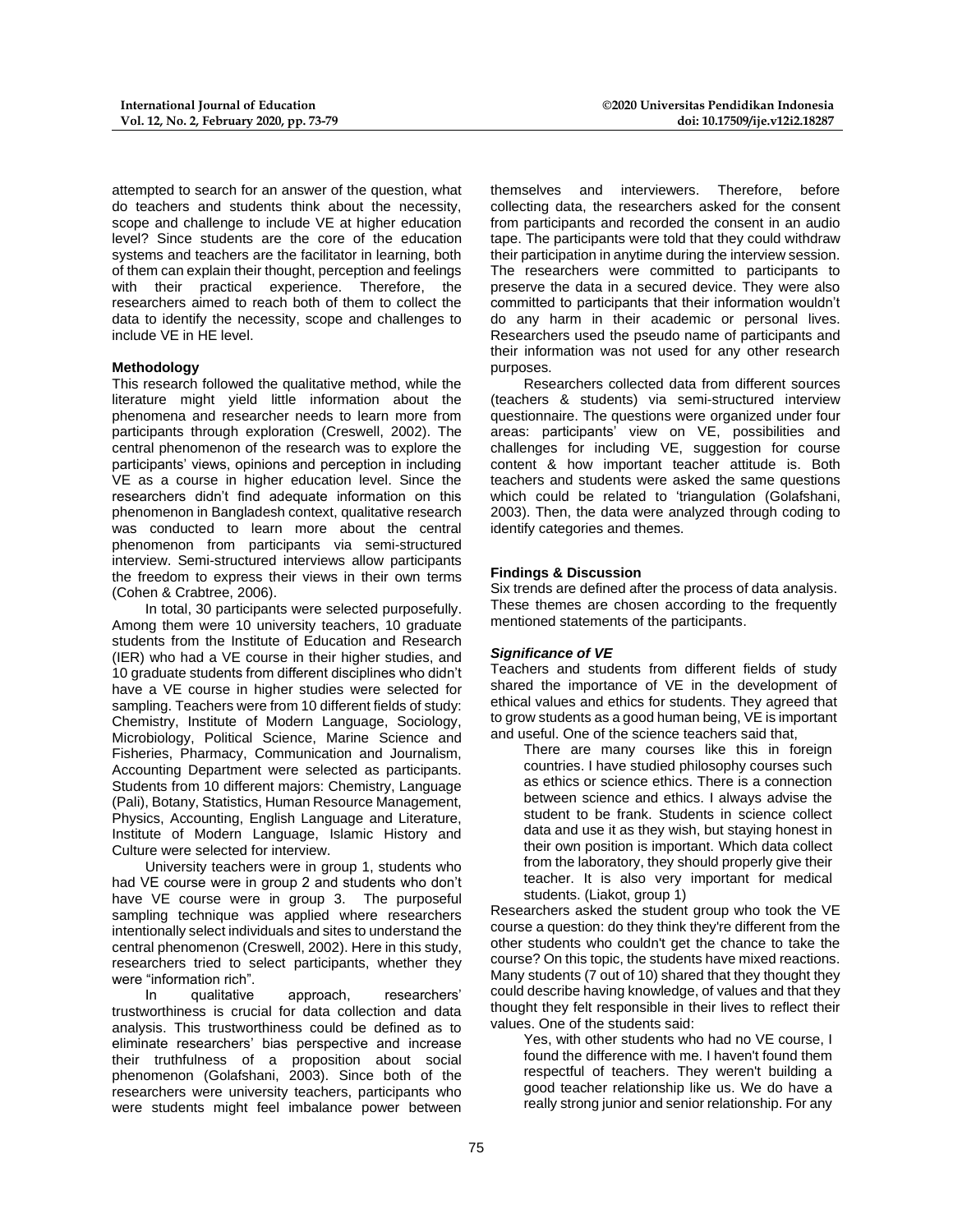attempted to search for an answer of the question, what do teachers and students think about the necessity, scope and challenge to include VE at higher education level? Since students are the core of the education systems and teachers are the facilitator in learning, both of them can explain their thought, perception and feelings with their practical experience. Therefore, the researchers aimed to reach both of them to collect the data to identify the necessity, scope and challenges to include VE in HE level.

## Methodology

This research followed the qualitative method, while the literature might yield little information about the phenomena and researcher needs to learn more from participants through exploration (Creswell, 2002). The central phenomenon of the research was to explore the participants' views, opinions and perception in including VE as a course in higher education level. Since the researchers didn't find adequate information on this phenomenon in Bangladesh context, qualitative research was conducted to learn more about the central phenomenon from participants via semi-structured interview. Semi-structured interviews allow participants the freedom to express their views in their own terms (Cohen & Crabtree, 2006).

In total, 30 participants were selected purposefully. Among them were 10 university teachers, 10 graduate students from the Institute of Education and Research (IER) who had a VE course in their higher studies, and 10 graduate students from different disciplines who didn't have a VE course in higher studies were selected for sampling. Teachers were from 10 different fields of study: Chemistry, Institute of Modern Language, Sociology, Microbiology, Political Science, Marine Science and Fisheries, Pharmacy, Communication and Journalism, Accounting Department were selected as participants. Students from 10 different majors: Chemistry, Language (Pali), Botany, Statistics, Human Resource Management, Physics, Accounting, English Language and Literature, Institute of Modern Language, Islamic History and Culture were selected for interview.

University teachers were in group 1, students who had VE course were in group 2 and students who don't have VE course were in group 3. The purposeful sampling technique was applied where researchers intentionally select individuals and sites to understand the central phenomenon (Creswell, 2002). Here in this study, researchers tried to select participants, whether they were "information rich".

In qualitative approach, researchers' trustworthiness is crucial for data collection and data analysis. This trustworthiness could be defined as to eliminate researchers' bias perspective and increase their truthfulness of a proposition about social phenomenon (Golafshani, 2003). Since both of the researchers were university teachers, participants who were students might feel imbalance power between themselves and interviewers. Therefore, before collecting data, the researchers asked for the consent from participants and recorded the consent in an audio tape. The participants were told that they could withdraw their participation in anytime during the interview session. The researchers were committed to participants to preserve the data in a secured device. They were also committed to participants that their information wouldn't do any harm in their academic or personal lives. Researchers used the pseudo name of participants and their information was not used for any other research purposes.

Researchers collected data from different sources (teachers & students) via semi-structured interview questionnaire. The questions were organized under four areas: participants' view on VE, possibilities and challenges for including VE, suggestion for course content & how important teacher attitude is. Both teachers and students were asked the same questions which could be related to 'triangulation (Golafshani, 2003). Then, the data were analyzed through coding to identify categories and themes.

## Findings & Discussion

Six trends are defined after the process of data analysis. These themes are chosen according to the frequently mentioned statements of the participants.

### *Significance of VE*

Teachers and students from different fields of study shared the importance of VE in the development of ethical values and ethics for students. They agreed that to grow students as a good human being, VE is important and useful. One of the science teachers said that,

> There are many courses like this in foreign countries. I have studied philosophy courses such as ethics or science ethics. There is a connection between science and ethics. I always advise the student to be frank. Students in science collect data and use it as they wish, but staying honest in their own position is important. Which data collect from the laboratory, they should properly give their teacher. It is also very important for medical students. (Liakot, group 1)

Researchers asked the student group who took the VE course a question: do they think they're different from the other students who couldn't get the chance to take the course? On this topic, the students have mixed reactions. Many students (7 out of 10) shared that they thought they could describe having knowledge, of values and that they thought they felt responsible in their lives to reflect their values. One of the students said:

> Yes, with other students who had no VE course, I found the difference with me. I haven't found them respectful of teachers. They weren't building a good teacher relationship like us. We do have a really strong junior and senior relationship. For any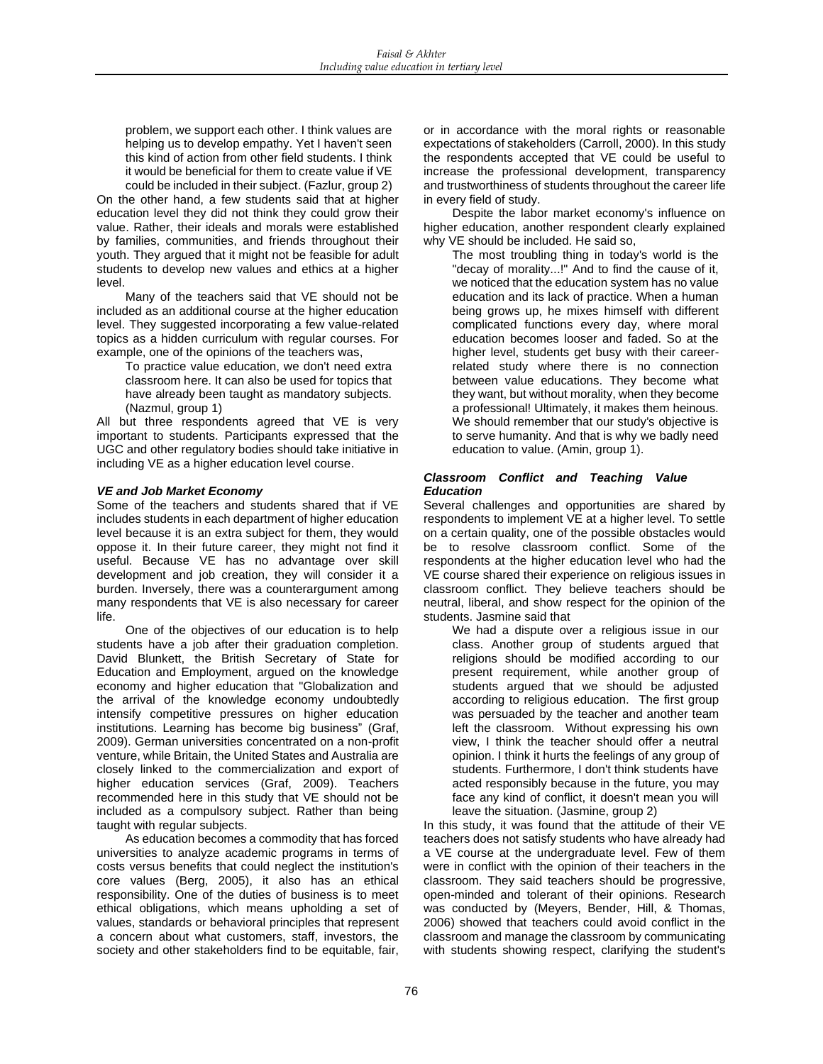> problem, we support each other. I think values are helping us to develop empathy. Yet I haven't seen this kind of action from other field students. I think it would be beneficial for them to create value if VE could be included in their subject. (Fazlur, group 2)

On the other hand, a few students said that at higher education level they did not think they could grow their value. Rather, their ideals and morals were established by families, communities, and friends throughout their youth. They argued that it might not be feasible for adult students to develop new values and ethics at a higher level.

Many of the teachers said that VE should not be included as an additional course at the higher education level. They suggested incorporating a few value-related topics as a hidden curriculum with regular courses. For example, one of the opinions of the teachers was,

> To practice value education, we don't need extra classroom here. It can also be used for topics that have already been taught as mandatory subjects. (Nazmul, group 1)

All but three respondents agreed that VE is very important to students. Participants expressed that the UGC and other regulatory bodies should take initiative in including VE as a higher education level course.

### *VE and Job Market Economy*

Some of the teachers and students shared that if VE includes students in each department of higher education level because it is an extra subject for them, they would oppose it. In their future career, they might not find it useful. Because VE has no advantage over skill development and job creation, they will consider it a burden. Inversely, there was a counterargument among many respondents that VE is also necessary for career life.

One of the objectives of our education is to help students have a job after their graduation completion. David Blunkett, the British Secretary of State for Education and Employment, argued on the knowledge economy and higher education that "Globalization and the arrival of the knowledge economy undoubtedly intensify competitive pressures on higher education institutions. Learning has become big business" (Graf, 2009). German universities concentrated on a non-profit venture, while Britain, the United States and Australia are closely linked to the commercialization and export of higher education services (Graf, 2009). Teachers recommended here in this study that VE should not be included as a compulsory subject. Rather than being taught with regular subjects.

As education becomes a commodity that has forced universities to analyze academic programs in terms of costs versus benefits that could neglect the institution's core values (Berg, 2005), it also has an ethical responsibility. One of the duties of business is to meet ethical obligations, which means upholding a set of values, standards or behavioral principles that represent a concern about what customers, staff, investors, the society and other stakeholders find to be equitable, fair, or in accordance with the moral rights or reasonable expectations of stakeholders (Carroll, 2000). In this study the respondents accepted that VE could be useful to increase the professional development, transparency and trustworthiness of students throughout the career life in every field of study.

Despite the labor market economy's influence on higher education, another respondent clearly explained why VE should be included. He said so,

> The most troubling thing in today's world is the "decay of morality...!" And to find the cause of it, we noticed that the education system has no value education and its lack of practice. When a human being grows up, he mixes himself with different complicated functions every day, where moral education becomes looser and faded. So at the higher level, students get busy with their career-related study where there is no connection between value educations. They become what they want, but without morality, when they become a professional! Ultimately, it makes them heinous. We should remember that our study's objective is to serve humanity. And that is why we badly need education to value. (Amin, group 1).

### *Classroom Conflict and Teaching Value Education*

Several challenges and opportunities are shared by respondents to implement VE at a higher level. To settle on a certain quality, one of the possible obstacles would be to resolve classroom conflict. Some of the respondents at the higher education level who had the VE course shared their experience on religious issues in classroom conflict. They believe teachers should be neutral, liberal, and show respect for the opinion of the students. Jasmine said that

> We had a dispute over a religious issue in our class. Another group of students argued that religions should be modified according to our present requirement, while another group of students argued that we should be adjusted according to religious education. The first group was persuaded by the teacher and another team left the classroom. Without expressing his own view, I think the teacher should offer a neutral opinion. I think it hurts the feelings of any group of students. Furthermore, I don't think students have acted responsibly because in the future, you may face any kind of conflict, it doesn't mean you will leave the situation. (Jasmine, group 2)

In this study, it was found that the attitude of their VE teachers does not satisfy students who have already had a VE course at the undergraduate level. Few of them were in conflict with the opinion of their teachers in the classroom. They said teachers should be progressive, open-minded and tolerant of their opinions. Research was conducted by (Meyers, Bender, Hill, & Thomas, 2006) showed that teachers could avoid conflict in the classroom and manage the classroom by communicating with students showing respect, clarifying the student's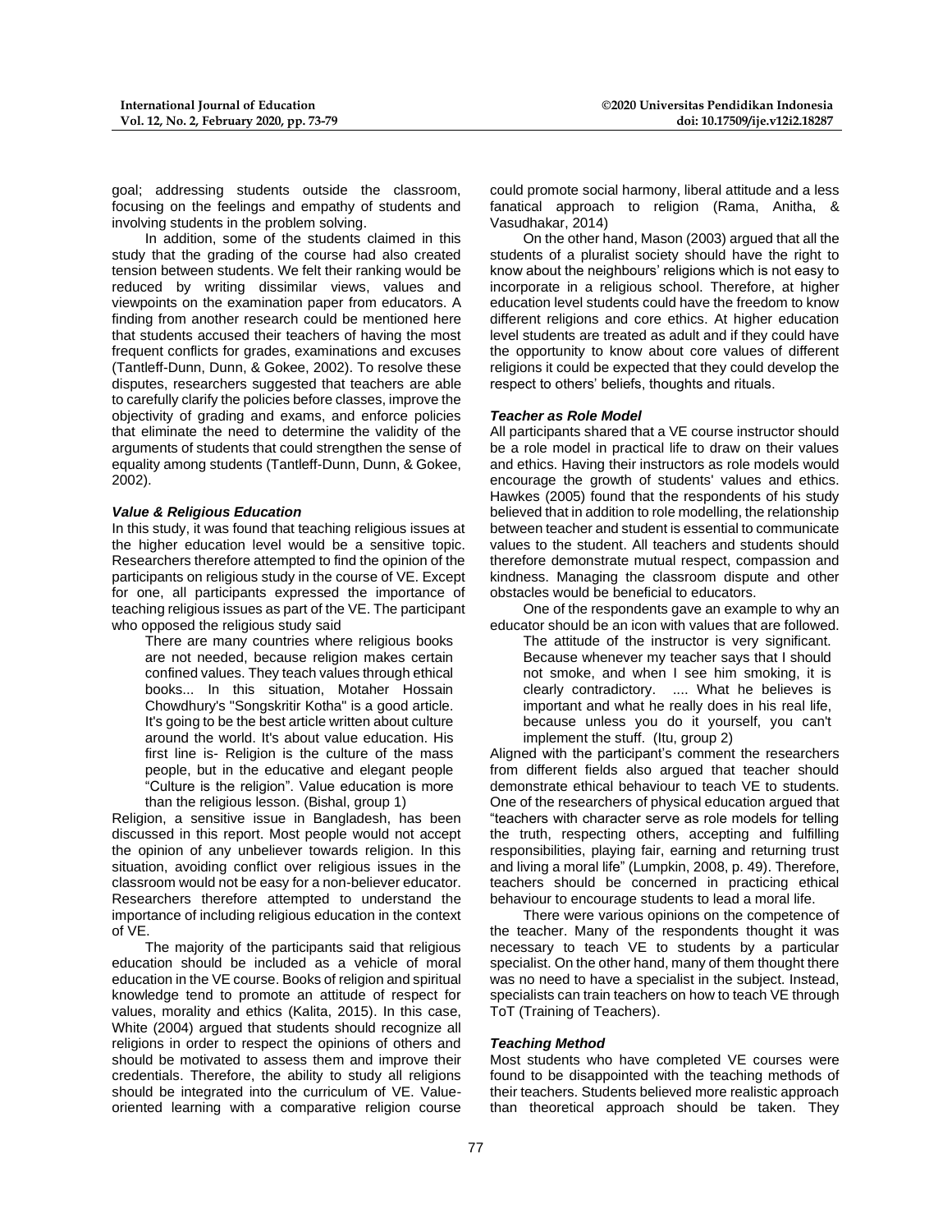goal; addressing students outside the classroom, focusing on the feelings and empathy of students and involving students in the problem solving.

In addition, some of the students claimed in this study that the grading of the course had also created tension between students. We felt their ranking would be reduced by writing dissimilar views, values and viewpoints on the examination paper from educators. A finding from another research could be mentioned here that students accused their teachers of having the most frequent conflicts for grades, examinations and excuses (Tantleff-Dunn, Dunn, & Gokee, 2002). To resolve these disputes, researchers suggested that teachers are able to carefully clarify the policies before classes, improve the objectivity of grading and exams, and enforce policies that eliminate the need to determine the validity of the arguments of students that could strengthen the sense of equality among students (Tantleff-Dunn, Dunn, & Gokee, 2002).

### *Value & Religious Education*

In this study, it was found that teaching religious issues at the higher education level would be a sensitive topic. Researchers therefore attempted to find the opinion of the participants on religious study in the course of VE. Except for one, all participants expressed the importance of teaching religious issues as part of the VE. The participant who opposed the religious study said

> There are many countries where religious books are not needed, because religion makes certain confined values. They teach values through ethical books... In this situation, Motaher Hossain Chowdhury's "Songskritir Kotha" is a good article. It's going to be the best article written about culture around the world. It's about value education. His first line is- Religion is the culture of the mass people, but in the educative and elegant people "Culture is the religion". Value education is more than the religious lesson. (Bishal, group 1)

Religion, a sensitive issue in Bangladesh, has been discussed in this report. Most people would not accept the opinion of any unbeliever towards religion. In this situation, avoiding conflict over religious issues in the classroom would not be easy for a non-believer educator. Researchers therefore attempted to understand the importance of including religious education in the context of VE.

The majority of the participants said that religious education should be included as a vehicle of moral education in the VE course. Books of religion and spiritual knowledge tend to promote an attitude of respect for values, morality and ethics (Kalita, 2015). In this case, White (2004) argued that students should recognize all religions in order to respect the opinions of others and should be motivated to assess them and improve their credentials. Therefore, the ability to study all religions should be integrated into the curriculum of VE. Value-oriented learning with a comparative religion course could promote social harmony, liberal attitude and a less fanatical approach to religion (Rama, Anitha, & Vasudhakar, 2014)

On the other hand, Mason (2003) argued that all the students of a pluralist society should have the right to know about the neighbours' religions which is not easy to incorporate in a religious school. Therefore, at higher education level students could have the freedom to know different religions and core ethics. At higher education level students are treated as adult and if they could have the opportunity to know about core values of different religions it could be expected that they could develop the respect to others' beliefs, thoughts and rituals.

### *Teacher as Role Model*

All participants shared that a VE course instructor should be a role model in practical life to draw on their values and ethics. Having their instructors as role models would encourage the growth of students' values and ethics. Hawkes (2005) found that the respondents of his study believed that in addition to role modelling, the relationship between teacher and student is essential to communicate values to the student. All teachers and students should therefore demonstrate mutual respect, compassion and kindness. Managing the classroom dispute and other obstacles would be beneficial to educators.

One of the respondents gave an example to why an educator should be an icon with values that are followed.

> The attitude of the instructor is very significant. Because whenever my teacher says that I should not smoke, and when I see him smoking, it is clearly contradictory. .... What he believes is important and what he really does in his real life, because unless you do it yourself, you can't implement the stuff. (Itu, group 2)

Aligned with the participant's comment the researchers from different fields also argued that teacher should demonstrate ethical behaviour to teach VE to students. One of the researchers of physical education argued that "teachers with character serve as role models for telling the truth, respecting others, accepting and fulfilling responsibilities, playing fair, earning and returning trust and living a moral life" (Lumpkin, 2008, p. 49). Therefore, teachers should be concerned in practicing ethical behaviour to encourage students to lead a moral life.

There were various opinions on the competence of the teacher. Many of the respondents thought it was necessary to teach VE to students by a particular specialist. On the other hand, many of them thought there was no need to have a specialist in the subject. Instead, specialists can train teachers on how to teach VE through ToT (Training of Teachers).

### *Teaching Method*

Most students who have completed VE courses were found to be disappointed with the teaching methods of their teachers. Students believed more realistic approach than theoretical approach should be taken. They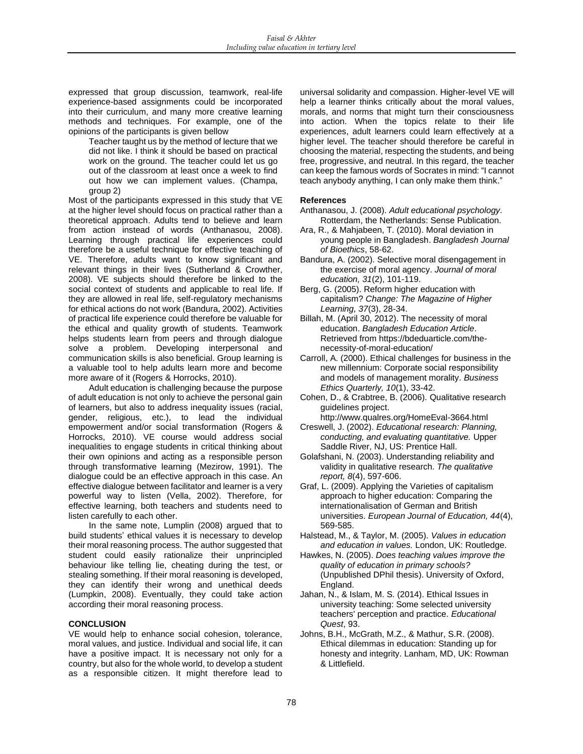expressed that group discussion, teamwork, real-life experience-based assignments could be incorporated into their curriculum, and many more creative learning methods and techniques. For example, one of the opinions of the participants is given bellow

> Teacher taught us by the method of lecture that we did not like. I think it should be based on practical work on the ground. The teacher could let us go out of the classroom at least once a week to find out how we can implement values. (Champa, group 2)

Most of the participants expressed in this study that VE at the higher level should focus on practical rather than a theoretical approach. Adults tend to believe and learn from action instead of words (Anthanasou, 2008). Learning through practical life experiences could therefore be a useful technique for effective teaching of VE. Therefore, adults want to know significant and relevant things in their lives (Sutherland & Crowther, 2008). VE subjects should therefore be linked to the social context of students and applicable to real life. If they are allowed in real life, self-regulatory mechanisms for ethical actions do not work (Bandura, 2002). Activities of practical life experience could therefore be valuable for the ethical and quality growth of students. Teamwork helps students learn from peers and through dialogue solve a problem. Developing interpersonal and communication skills is also beneficial. Group learning is a valuable tool to help adults learn more and become more aware of it (Rogers & Horrocks, 2010).

Adult education is challenging because the purpose of adult education is not only to achieve the personal gain of learners, but also to address inequality issues (racial, gender, religious, etc.), to lead the individual empowerment and/or social transformation (Rogers & Horrocks, 2010). VE course would address social inequalities to engage students in critical thinking about their own opinions and acting as a responsible person through transformative learning (Mezirow, 1991). The dialogue could be an effective approach in this case. An effective dialogue between facilitator and learner is a very powerful way to listen (Vella, 2002). Therefore, for effective learning, both teachers and students need to listen carefully to each other.

In the same note, Lumplin (2008) argued that to build students' ethical values it is necessary to develop their moral reasoning process. The author suggested that student could easily rationalize their unprincipled behaviour like telling lie, cheating during the test, or stealing something. If their moral reasoning is developed, they can identify their wrong and unethical deeds (Lumpkin, 2008). Eventually, they could take action according their moral reasoning process.

## CONCLUSION

VE would help to enhance social cohesion, tolerance, moral values, and justice. Individual and social life, it can have a positive impact. It is necessary not only for a country, but also for the whole world, to develop a student as a responsible citizen. It might therefore lead to universal solidarity and compassion. Higher-level VE will help a learner thinks critically about the moral values, morals, and norms that might turn their consciousness into action. When the topics relate to their life experiences, adult learners could learn effectively at a higher level. The teacher should therefore be careful in choosing the material, respecting the students, and being free, progressive, and neutral. In this regard, the teacher can keep the famous words of Socrates in mind: "I cannot teach anybody anything, I can only make them think."

## References

Anthanasou, J. (2008). *Adult educational psychology.* Rotterdam, the Netherlands: Sense Publication.

Ara, R., & Mahjabeen, T. (2010). Moral deviation in young people in Bangladesh. *Bangladesh Journal of Bioethics*, 58-62.

Bandura, A. (2002). Selective moral disengagement in the exercise of moral agency. *Journal of moral education, 31*(2), 101-119.

Berg, G. (2005). Reform higher education with capitalism? *Change: The Magazine of Higher Learning, 37*(3), 28-34.

Billah, M. (April 30, 2012). The necessity of moral education. *Bangladesh Education Article*. Retrieved from https://bdeduarticle.com/the-necessity-of-moral-education/

Carroll, A. (2000). Ethical challenges for business in the new millennium: Corporate social responsibility and models of management morality. *Business Ethics Quarterly, 10*(1), 33-42.

Cohen, D., & Crabtree, B. (2006). Qualitative research guidelines project. http://www.qualres.org/HomeEval-3664.html

Creswell, J. (2002). *Educational research: Planning, conducting, and evaluating quantitative.* Upper Saddle River, NJ, US: Prentice Hall.

Golafshani, N. (2003). Understanding reliability and validity in qualitative research. *The qualitative report, 8*(4), 597-606.

Graf, L. (2009). Applying the Varieties of capitalism approach to higher education: Comparing the internationalisation of German and British universities. *European Journal of Education, 44*(4), 569-585.

Halstead, M., & Taylor, M. (2005). *Values in education and education in values.* London, UK: Routledge.

Hawkes, N. (2005). *Does teaching values improve the quality of education in primary schools?* (Unpublished DPhil thesis). University of Oxford, England.

Jahan, N., & Islam, M. S. (2014). Ethical Issues in university teaching: Some selected university teachers' perception and practice. *Educational Quest*, 93.

Johns, B.H., McGrath, M.Z., & Mathur, S.R. (2008). Ethical dilemmas in education: Standing up for honesty and integrity. Lanham, MD, UK: Rowman & Littlefield.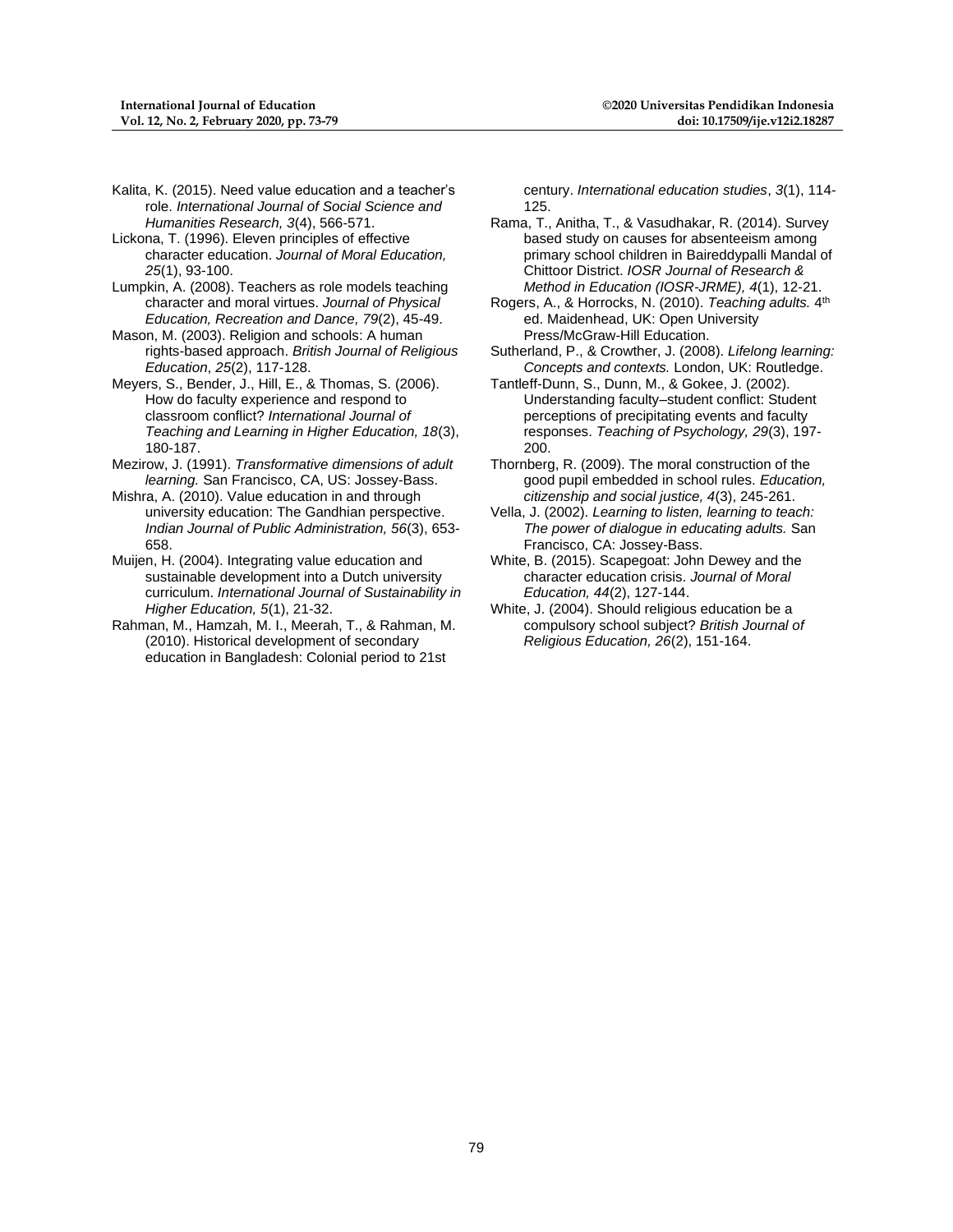Kalita, K. (2015). Need value education and a teacher's role. *International Journal of Social Science and Humanities Research, 3*(4), 566-571.

Lickona, T. (1996). Eleven principles of effective character education. *Journal of Moral Education, 25*(1), 93-100.

Lumpkin, A. (2008). Teachers as role models teaching character and moral virtues. *Journal of Physical Education, Recreation and Dance, 79*(2), 45-49.

Mason, M. (2003). Religion and schools: A human rights-based approach. *British Journal of Religious Education*, *25*(2), 117-128.

Meyers, S., Bender, J., Hill, E., & Thomas, S. (2006). How do faculty experience and respond to classroom conflict? *International Journal of Teaching and Learning in Higher Education, 18*(3), 180-187.

Mezirow, J. (1991). *Transformative dimensions of adult learning.* San Francisco, CA, US: Jossey-Bass.

Mishra, A. (2010). Value education in and through university education: The Gandhian perspective. *Indian Journal of Public Administration, 56*(3), 653-658.

Muijen, H. (2004). Integrating value education and sustainable development into a Dutch university curriculum. *International Journal of Sustainability in Higher Education, 5*(1), 21-32.

Rahman, M., Hamzah, M. I., Meerah, T., & Rahman, M. (2010). Historical development of secondary education in Bangladesh: Colonial period to 21st century. *International education studies*, *3*(1), 114-125.

Rama, T., Anitha, T., & Vasudhakar, R. (2014). Survey based study on causes for absenteeism among primary school children in Baireddypalli Mandal of Chittoor District. *IOSR Journal of Research & Method in Education (IOSR-JRME), 4*(1), 12-21.

Rogers, A., & Horrocks, N. (2010). *Teaching adults.* 4th ed. Maidenhead, UK: Open University Press/McGraw-Hill Education.

Sutherland, P., & Crowther, J. (2008). *Lifelong learning: Concepts and contexts.* London, UK: Routledge.

Tantleff-Dunn, S., Dunn, M., & Gokee, J. (2002). Understanding faculty–student conflict: Student perceptions of precipitating events and faculty responses. *Teaching of Psychology, 29*(3), 197-200.

Thornberg, R. (2009). The moral construction of the good pupil embedded in school rules. *Education, citizenship and social justice, 4*(3), 245-261.

Vella, J. (2002). *Learning to listen, learning to teach: The power of dialogue in educating adults.* San Francisco, CA: Jossey-Bass.

White, B. (2015). Scapegoat: John Dewey and the character education crisis. *Journal of Moral Education, 44*(2), 127-144.

White, J. (2004). Should religious education be a compulsory school subject? *British Journal of Religious Education, 26*(2), 151-164.